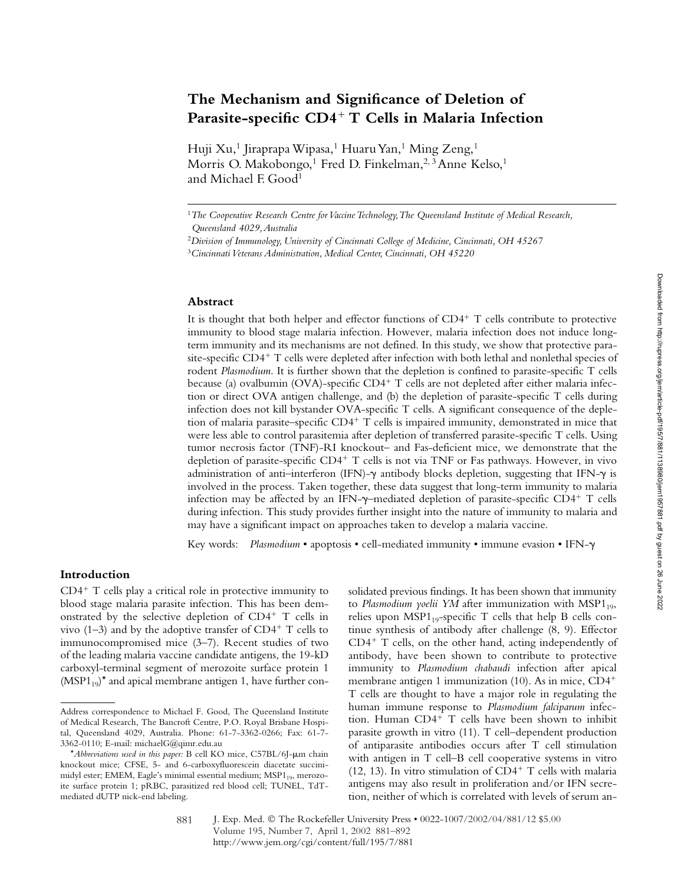# The Mechanism and Significance of Deletion of Parasite-specific CD4+ T Cells in Malaria Infection

Huji Xu,[1] Jiraprapa Wipasa,[1] Huaru Yan,[1] Ming Zeng,[1] Morris O. Makobongo,[1] Fred D. Finkelman,[2,3] Anne Kelso,[1] and Michael F. Good[1]

[1]*The Cooperative Research Centre for Vaccine Technology, The Queensland Institute of Medical Research, Queensland 4029, Australia*

[2]*Division of Immunology, University of Cincinnati College of Medicine, Cincinnati, OH 45267*

[3]*Cincinnati Veterans Administration, Medical Center, Cincinnati, OH 45220*

## Abstract

It is thought that both helper and effector functions of CD4+ T cells contribute to protective immunity to blood stage malaria infection. However, malaria infection does not induce long-term immunity and its mechanisms are not defined. In this study, we show that protective parasite-specific CD4+ T cells were depleted after infection with both lethal and nonlethal species of rodent *Plasmodium*. It is further shown that the depletion is confined to parasite-specific T cells because (a) ovalbumin (OVA)-specific CD4+ T cells are not depleted after either malaria infection or direct OVA antigen challenge, and (b) the depletion of parasite-specific T cells during infection does not kill bystander OVA-specific T cells. A significant consequence of the depletion of malaria parasite–specific CD4+ T cells is impaired immunity, demonstrated in mice that were less able to control parasitemia after depletion of transferred parasite-specific T cells. Using tumor necrosis factor (TNF)-RI knockout– and Fas-deficient mice, we demonstrate that the depletion of parasite-specific CD4+ T cells is not via TNF or Fas pathways. However, in vivo administration of anti–interferon (IFN)-γ antibody blocks depletion, suggesting that IFN-γ is involved in the process. Taken together, these data suggest that long-term immunity to malaria infection may be affected by an IFN-γ–mediated depletion of parasite-specific CD4+ T cells during infection. This study provides further insight into the nature of immunity to malaria and may have a significant impact on approaches taken to develop a malaria vaccine.

Key words: *Plasmodium* • apoptosis • cell-mediated immunity • immune evasion • IFN-γ

## Introduction

CD4+ T cells play a critical role in protective immunity to blood stage malaria parasite infection. This has been demonstrated by the selective depletion of CD4+ T cells in vivo (1–3) and by the adoptive transfer of CD4+ T cells to immunocompromised mice (3–7). Recent studies of two of the leading malaria vaccine candidate antigens, the 19-kD carboxyl-terminal segment of merozoite surface protein 1 ($MSP1_{19}$)* and apical membrane antigen 1, have further consolidated previous findings. It has been shown that immunity to *Plasmodium yoelii YM* after immunization with $MSP1_{19}$, relies upon $MSP1_{19}$-specific T cells that help B cells continue synthesis of antibody after challenge (8, 9). Effector CD4+ T cells, on the other hand, acting independently of antibody, have been shown to contribute to protective immunity to *Plasmodium chabaudi* infection after apical membrane antigen 1 immunization (10). As in mice, CD4+ T cells are thought to have a major role in regulating the human immune response to *Plasmodium falciparum* infection. Human CD4+ T cells have been shown to inhibit parasite growth in vitro (11). T cell–dependent production of antiparasite antibodies occurs after T cell stimulation with antigen in T cell–B cell cooperative systems in vitro (12, 13). In vitro stimulation of CD4+ T cells with malaria antigens may also result in proliferation and/or IFN secretion, neither of which is correlated with levels of serum an-

Address correspondence to Michael F. Good, The Queensland Institute of Medical Research, The Bancroft Centre, P.O. Royal Brisbane Hospital, Queensland 4029, Australia. Phone: 61-7-3362-0266; Fax: 61-7-3362-0110; E-mail: michaelG@qimr.edu.au

*Abbreviations used in this paper:* B cell KO mice, C57BL/6J-μm chain knockout mice; CFSE, 5- and 6-carboxyfluorescein diacetate succinimidyl ester; EMEM, Eagle's minimal essential medium; $MSP1_{19}$, merozoite surface protein 1; pRBC, parasitized red blood cell; TUNEL, TdT-mediated dUTP nick-end labeling.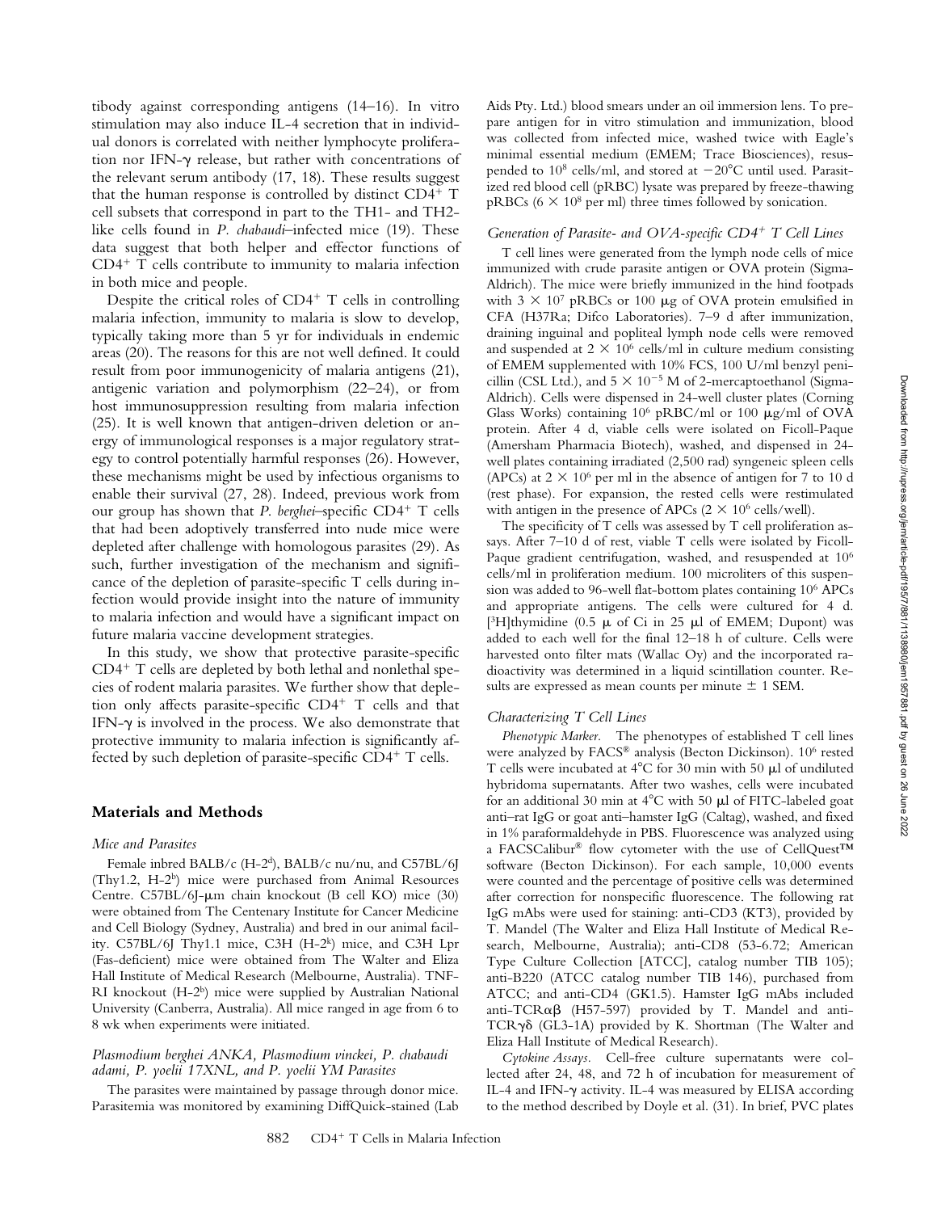tibody against corresponding antigens (14–16). In vitro stimulation may also induce IL-4 secretion that in individual donors is correlated with neither lymphocyte proliferation nor IFN-γ release, but rather with concentrations of the relevant serum antibody (17, 18). These results suggest that the human response is controlled by distinct CD4+ T cell subsets that correspond in part to the TH1- and TH2-like cells found in *P. chabaudi*–infected mice (19). These data suggest that both helper and effector functions of CD4+ T cells contribute to immunity to malaria infection in both mice and people.

Despite the critical roles of CD4+ T cells in controlling malaria infection, immunity to malaria is slow to develop, typically taking more than 5 yr for individuals in endemic areas (20). The reasons for this are not well defined. It could result from poor immunogenicity of malaria antigens (21), antigenic variation and polymorphism (22–24), or from host immunosuppression resulting from malaria infection (25). It is well known that antigen-driven deletion or anergy of immunological responses is a major regulatory strategy to control potentially harmful responses (26). However, these mechanisms might be used by infectious organisms to enable their survival (27, 28). Indeed, previous work from our group has shown that *P. berghei*–specific CD4+ T cells that had been adoptively transferred into nude mice were depleted after challenge with homologous parasites (29). As such, further investigation of the mechanism and significance of the depletion of parasite-specific T cells during infection would provide insight into the nature of immunity to malaria infection and would have a significant impact on future malaria vaccine development strategies.

In this study, we show that protective parasite-specific CD4+ T cells are depleted by both lethal and nonlethal species of rodent malaria parasites. We further show that depletion only affects parasite-specific CD4+ T cells and that IFN-γ is involved in the process. We also demonstrate that protective immunity to malaria infection is significantly affected by such depletion of parasite-specific CD4+ T cells.

## Materials and Methods

### *Mice and Parasites*

Female inbred BALB/c (H-2[d]), BALB/c nu/nu, and C57BL/6J (Thy1.2, H-2[b]) mice were purchased from Animal Resources Centre. C57BL/6J-μm chain knockout (B cell KO) mice (30) were obtained from The Centenary Institute for Cancer Medicine and Cell Biology (Sydney, Australia) and bred in our animal facility. C57BL/6J Thy1.1 mice, C3H (H-2[k]) mice, and C3H Lpr (Fas-deficient) mice were obtained from The Walter and Eliza Hall Institute of Medical Research (Melbourne, Australia). TNF-RI knockout (H-2[b]) mice were supplied by Australian National University (Canberra, Australia). All mice ranged in age from 6 to 8 wk when experiments were initiated.

### *Plasmodium berghei ANKA, Plasmodium vinckei, P. chabaudi adami, P. yoelii 17XNL, and P. yoelii YM Parasites*

The parasites were maintained by passage through donor mice. Parasitemia was monitored by examining DiffQuick-stained (Lab Aids Pty. Ltd.) blood smears under an oil immersion lens. To prepare antigen for in vitro stimulation and immunization, blood was collected from infected mice, washed twice with Eagle's minimal essential medium (EMEM; Trace Biosciences), resuspended to $10^8$ cells/ml, and stored at −20°C until used. Parasitized red blood cell (pRBC) lysate was prepared by freeze-thawing pRBCs ($6 \times 10^8$ per ml) three times followed by sonication.

### *Generation of Parasite- and OVA-specific CD4+ T Cell Lines*

T cell lines were generated from the lymph node cells of mice immunized with crude parasite antigen or OVA protein (Sigma-Aldrich). The mice were briefly immunized in the hind footpads with $3 \times 10^7$ pRBCs or 100 μg of OVA protein emulsified in CFA (H37Ra; Difco Laboratories). 7–9 d after immunization, draining inguinal and popliteal lymph node cells were removed and suspended at $2 \times 10^6$ cells/ml in culture medium consisting of EMEM supplemented with 10% FCS, 100 U/ml benzyl penicillin (CSL Ltd.), and $5 \times 10^{-5}$ M of 2-mercaptoethanol (Sigma-Aldrich). Cells were dispensed in 24-well cluster plates (Corning Glass Works) containing $10^6$ pRBC/ml or 100 μg/ml of OVA protein. After 4 d, viable cells were isolated on Ficoll-Paque (Amersham Pharmacia Biotech), washed, and dispensed in 24-well plates containing irradiated (2,500 rad) syngeneic spleen cells (APCs) at $2 \times 10^6$ per ml in the absence of antigen for 7 to 10 d (rest phase). For expansion, the rested cells were restimulated with antigen in the presence of APCs ($2 \times 10^6$ cells/well).

The specificity of T cells was assessed by T cell proliferation assays. After 7–10 d of rest, viable T cells were isolated by Ficoll-Paque gradient centrifugation, washed, and resuspended at $10^6$ cells/ml in proliferation medium. 100 microliters of this suspension was added to 96-well flat-bottom plates containing $10^6$ APCs and appropriate antigens. The cells were cultured for 4 d. [$^3$H]thymidine (0.5 μ of Ci in 25 μl of EMEM; Dupont) was added to each well for the final 12–18 h of culture. Cells were harvested onto filter mats (Wallac Oy) and the incorporated radioactivity was determined in a liquid scintillation counter. Results are expressed as mean counts per minute ± 1 SEM.

### *Characterizing T Cell Lines*

*Phenotypic Marker.* The phenotypes of established T cell lines were analyzed by FACS® analysis (Becton Dickinson). $10^6$ rested T cells were incubated at 4°C for 30 min with 50 μl of undiluted hybridoma supernatants. After two washes, cells were incubated for an additional 30 min at 4°C with 50 μl of FITC-labeled goat anti–rat IgG or goat anti–hamster IgG (Caltag), washed, and fixed in 1% paraformaldehyde in PBS. Fluorescence was analyzed using a FACSCalibur® flow cytometer with the use of CellQuest™ software (Becton Dickinson). For each sample, 10,000 events were counted and the percentage of positive cells was determined after correction for nonspecific fluorescence. The following rat IgG mAbs were used for staining: anti-CD3 (KT3), provided by T. Mandel (The Walter and Eliza Hall Institute of Medical Research, Melbourne, Australia); anti-CD8 (53-6.72; American Type Culture Collection [ATCC], catalog number TIB 105); anti-B220 (ATCC catalog number TIB 146), purchased from ATCC; and anti-CD4 (GK1.5). Hamster IgG mAbs included anti-TCRαβ (H57-597) provided by T. Mandel and anti-TCRγδ (GL3-1A) provided by K. Shortman (The Walter and Eliza Hall Institute of Medical Research).

*Cytokine Assays.* Cell-free culture supernatants were collected after 24, 48, and 72 h of incubation for measurement of IL-4 and IFN-γ activity. IL-4 was measured by ELISA according to the method described by Doyle et al. (31). In brief, PVC plates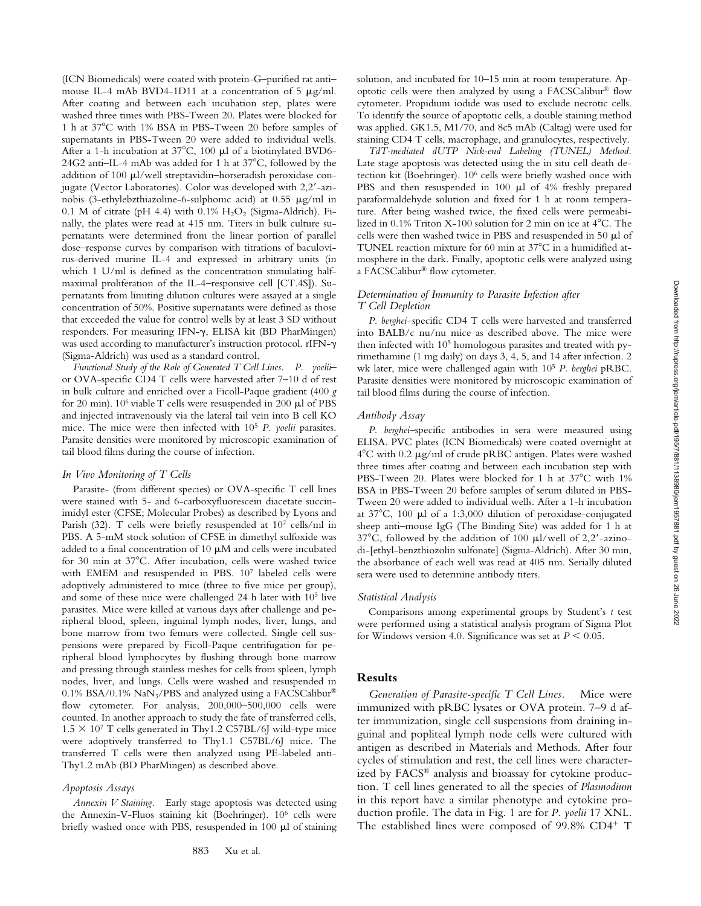(ICN Biomedicals) were coated with protein-G–purified rat anti–mouse IL-4 mAb BVD4-1D11 at a concentration of 5 μg/ml. After coating and between each incubation step, plates were washed three times with PBS-Tween 20. Plates were blocked for 1 h at 37°C with 1% BSA in PBS-Tween 20 before samples of supernatants in PBS-Tween 20 were added to individual wells. After a 1-h incubation at 37°C, 100 μl of a biotinylated BVD6-24G2 anti–IL-4 mAb was added for 1 h at 37°C, followed by the addition of 100 μl/well streptavidin–horseradish peroxidase conjugate (Vector Laboratories). Color was developed with 2,2′-azinobis (3-ethylebzthiazoline-6-sulphonic acid) at 0.55 μg/ml in 0.1 M of citrate (pH 4.4) with 0.1% $H_2O_2$ (Sigma-Aldrich). Finally, the plates were read at 415 nm. Titers in bulk culture supernatants were determined from the linear portion of parallel dose–response curves by comparison with titrations of baculovirus-derived murine IL-4 and expressed in arbitrary units (in which 1 U/ml is defined as the concentration stimulating half-maximal proliferation of the IL-4–responsive cell [CT.4S]). Supernatants from limiting dilution cultures were assayed at a single concentration of 50%. Positive supernatants were defined as those that exceeded the value for control wells by at least 3 SD without responders. For measuring IFN-γ, ELISA kit (BD PharMingen) was used according to manufacturer's instruction protocol. rIFN-γ (Sigma-Aldrich) was used as a standard control.

*Functional Study of the Role of Generated T Cell Lines.* *P. yoelii*– or OVA-specific CD4 T cells were harvested after 7–10 d of rest in bulk culture and enriched over a Ficoll-Paque gradient (400 *g* for 20 min). $10^6$ viable T cells were resuspended in 200 μl of PBS and injected intravenously via the lateral tail vein into B cell KO mice. The mice were then infected with $10^5$ *P. yoelii* parasites. Parasite densities were monitored by microscopic examination of tail blood films during the course of infection.

### *In Vivo Monitoring of T Cells*

Parasite- (from different species) or OVA-specific T cell lines were stained with 5- and 6-carboxyfluorescein diacetate succinimidyl ester (CFSE; Molecular Probes) as described by Lyons and Parish (32). T cells were briefly resuspended at $10^7$ cells/ml in PBS. A 5-mM stock solution of CFSE in dimethyl sulfoxide was added to a final concentration of 10 μM and cells were incubated for 30 min at 37°C. After incubation, cells were washed twice with EMEM and resuspended in PBS. $10^7$ labeled cells were adoptively administered to mice (three to five mice per group), and some of these mice were challenged 24 h later with $10^5$ live parasites. Mice were killed at various days after challenge and peripheral blood, spleen, inguinal lymph nodes, liver, lungs, and bone marrow from two femurs were collected. Single cell suspensions were prepared by Ficoll-Paque centrifugation for peripheral blood lymphocytes by flushing through bone marrow and pressing through stainless meshes for cells from spleen, lymph nodes, liver, and lungs. Cells were washed and resuspended in 0.1% BSA/0.1% $NaN_3$/PBS and analyzed using a FACSCalibur® flow cytometer. For analysis, 200,000–500,000 cells were counted. In another approach to study the fate of transferred cells, $1.5 \times 10^7$ T cells generated in Thy1.2 C57BL/6J wild-type mice were adoptively transferred to Thy1.1 C57BL/6J mice. The transferred T cells were then analyzed using PE-labeled anti-Thy1.2 mAb (BD PharMingen) as described above.

### *Apoptosis Assays*

*Annexin V Staining.* Early stage apoptosis was detected using the Annexin-V-Fluos staining kit (Boehringer). $10^6$ cells were briefly washed once with PBS, resuspended in 100 μl of staining solution, and incubated for 10–15 min at room temperature. Apoptotic cells were then analyzed by using a FACSCalibur® flow cytometer. Propidium iodide was used to exclude necrotic cells. To identify the source of apoptotic cells, a double staining method was applied. GK1.5, M1/70, and 8c5 mAb (Caltag) were used for staining CD4 T cells, macrophage, and granulocytes, respectively.

*TdT-mediated dUTP Nick-end Labeling (TUNEL) Method.* Late stage apoptosis was detected using the in situ cell death detection kit (Boehringer). $10^6$ cells were briefly washed once with PBS and then resuspended in 100 μl of 4% freshly prepared paraformaldehyde solution and fixed for 1 h at room temperature. After being washed twice, the fixed cells were permeabilized in 0.1% Triton X-100 solution for 2 min on ice at 4°C. The cells were then washed twice in PBS and resuspended in 50 μl of TUNEL reaction mixture for 60 min at 37°C in a humidified atmosphere in the dark. Finally, apoptotic cells were analyzed using a FACSCalibur® flow cytometer.

### *Determination of Immunity to Parasite Infection after T Cell Depletion*

*P. berghei*–specific CD4 T cells were harvested and transferred into BALB/c nu/nu mice as described above. The mice were then infected with $10^5$ homologous parasites and treated with pyrimethamine (1 mg daily) on days 3, 4, 5, and 14 after infection. 2 wk later, mice were challenged again with $10^5$ *P. berghei* pRBC. Parasite densities were monitored by microscopic examination of tail blood films during the course of infection.

### *Antibody Assay*

*P. berghei*–specific antibodies in sera were measured using ELISA. PVC plates (ICN Biomedicals) were coated overnight at 4°C with 0.2 μg/ml of crude pRBC antigen. Plates were washed three times after coating and between each incubation step with PBS-Tween 20. Plates were blocked for 1 h at 37°C with 1% BSA in PBS-Tween 20 before samples of serum diluted in PBS-Tween 20 were added to individual wells. After a 1-h incubation at 37°C, 100 μl of a 1:3,000 dilution of peroxidase-conjugated sheep anti–mouse IgG (The Binding Site) was added for 1 h at 37°C, followed by the addition of 100 μl/well of 2,2′-azino-di-[ethyl-benzthiozolin sulfonate] (Sigma-Aldrich). After 30 min, the absorbance of each well was read at 405 nm. Serially diluted sera were used to determine antibody titers.

### *Statistical Analysis*

Comparisons among experimental groups by Student's *t* test were performed using a statistical analysis program of Sigma Plot for Windows version 4.0. Significance was set at $P < 0.05$.

## Results

*Generation of Parasite-specific T Cell Lines.* Mice were immunized with pRBC lysates or OVA protein. 7–9 d after immunization, single cell suspensions from draining inguinal and popliteal lymph node cells were cultured with antigen as described in Materials and Methods. After four cycles of stimulation and rest, the cell lines were characterized by FACS® analysis and bioassay for cytokine production. T cell lines generated to all the species of *Plasmodium* in this report have a similar phenotype and cytokine production profile. The data in Fig. 1 are for *P. yoelii* 17 XNL. The established lines were composed of 99.8% $CD4^+$ T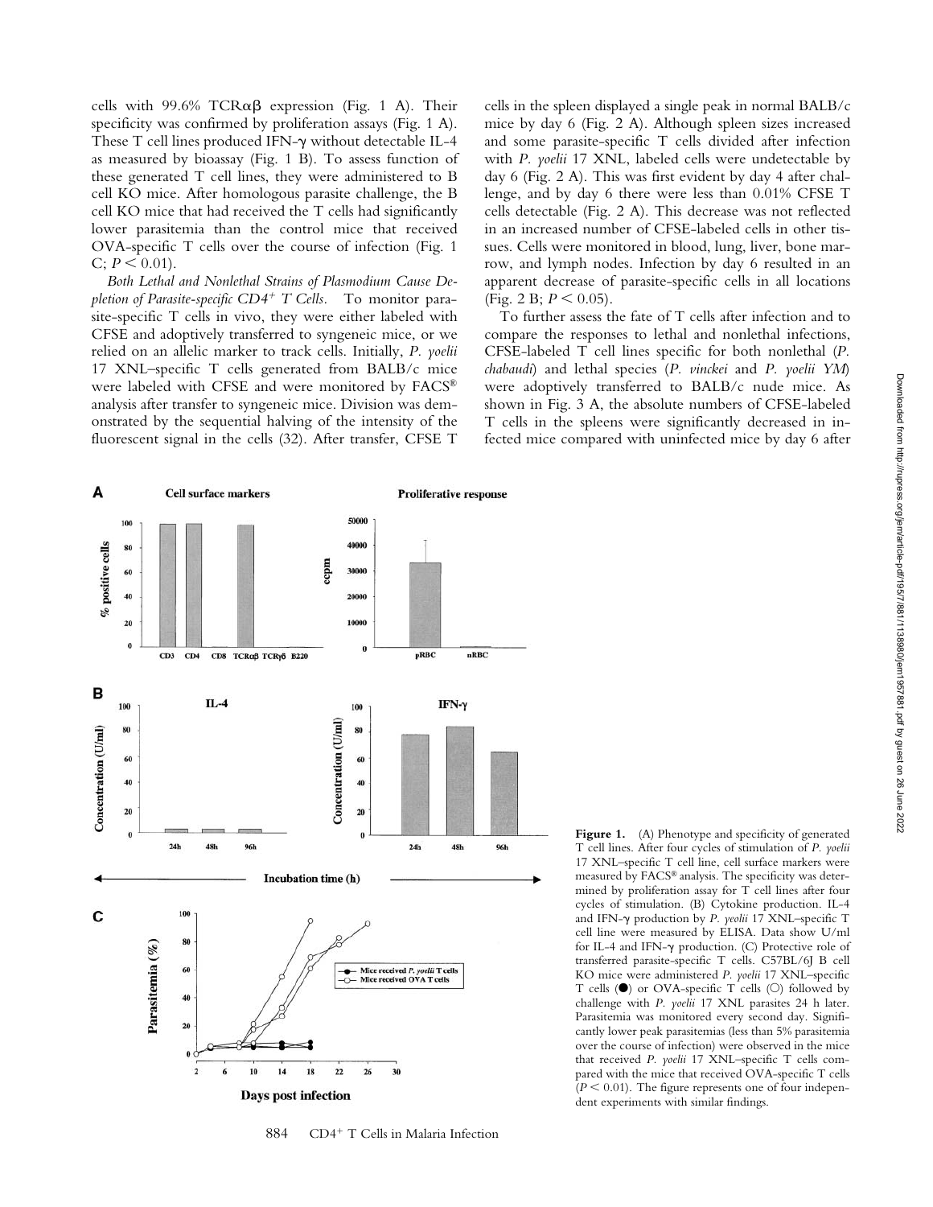cells with 99.6% TCRαβ expression (Fig. 1 A). Their specificity was confirmed by proliferation assays (Fig. 1 A). These T cell lines produced IFN-γ without detectable IL-4 as measured by bioassay (Fig. 1 B). To assess function of these generated T cell lines, they were administered to B cell KO mice. After homologous parasite challenge, the B cell KO mice that had received the T cells had significantly lower parasitemia than the control mice that received OVA-specific T cells over the course of infection (Fig. 1 C; $P < 0.01$).

*Both Lethal and Nonlethal Strains of Plasmodium Cause Depletion of Parasite-specific CD4+ T Cells.* To monitor parasite-specific T cells in vivo, they were either labeled with CFSE and adoptively transferred to syngeneic mice, or we relied on an allelic marker to track cells. Initially, *P. yoelii* 17 XNL–specific T cells generated from BALB/c mice were labeled with CFSE and were monitored by FACS® analysis after transfer to syngeneic mice. Division was demonstrated by the sequential halving of the intensity of the fluorescent signal in the cells (32). After transfer, CFSE T cells in the spleen displayed a single peak in normal BALB/c mice by day 6 (Fig. 2 A). Although spleen sizes increased and some parasite-specific T cells divided after infection with *P. yoelii* 17 XNL, labeled cells were undetectable by day 6 (Fig. 2 A). This was first evident by day 4 after challenge, and by day 6 there were less than 0.01% CFSE T cells detectable (Fig. 2 A). This decrease was not reflected in an increased number of CFSE-labeled cells in other tissues. Cells were monitored in blood, lung, liver, bone marrow, and lymph nodes. Infection by day 6 resulted in an apparent decrease of parasite-specific cells in all locations (Fig. 2 B; $P < 0.05$).

To further assess the fate of T cells after infection and to compare the responses to lethal and nonlethal infections, CFSE-labeled T cell lines specific for both nonlethal (*P. chabaudi*) and lethal species (*P. vinckei* and *P. yoelii YM*) were adoptively transferred to BALB/c nude mice. As shown in Fig. 3 A, the absolute numbers of CFSE-labeled T cells in the spleens were significantly decreased in infected mice compared with uninfected mice by day 6 after

**Figure 1.** (A) Phenotype and specificity of generated T cell lines. After four cycles of stimulation of *P. yoelii* 17 XNL–specific T cell line, cell surface markers were measured by FACS® analysis. The specificity was determined by proliferation assay for T cell lines after four cycles of stimulation. (B) Cytokine production. IL-4 and IFN-γ production by *P. yeolii* 17 XNL–specific T cell line were measured by ELISA. Data show U/ml for IL-4 and IFN-γ production. (C) Protective role of transferred parasite-specific T cells. C57BL/6J B cell KO mice were administered *P. yoelii* 17 XNL–specific T cells (●) or OVA-specific T cells (○) followed by challenge with *P. yoelii* 17 XNL parasites 24 h later. Parasitemia was monitored every second day. Significantly lower peak parasitemias (less than 5% parasitemia over the course of infection) were observed in the mice that received *P. yoelii* 17 XNL–specific T cells compared with the mice that received OVA-specific T cells ($P < 0.01$). The figure represents one of four independent experiments with similar findings.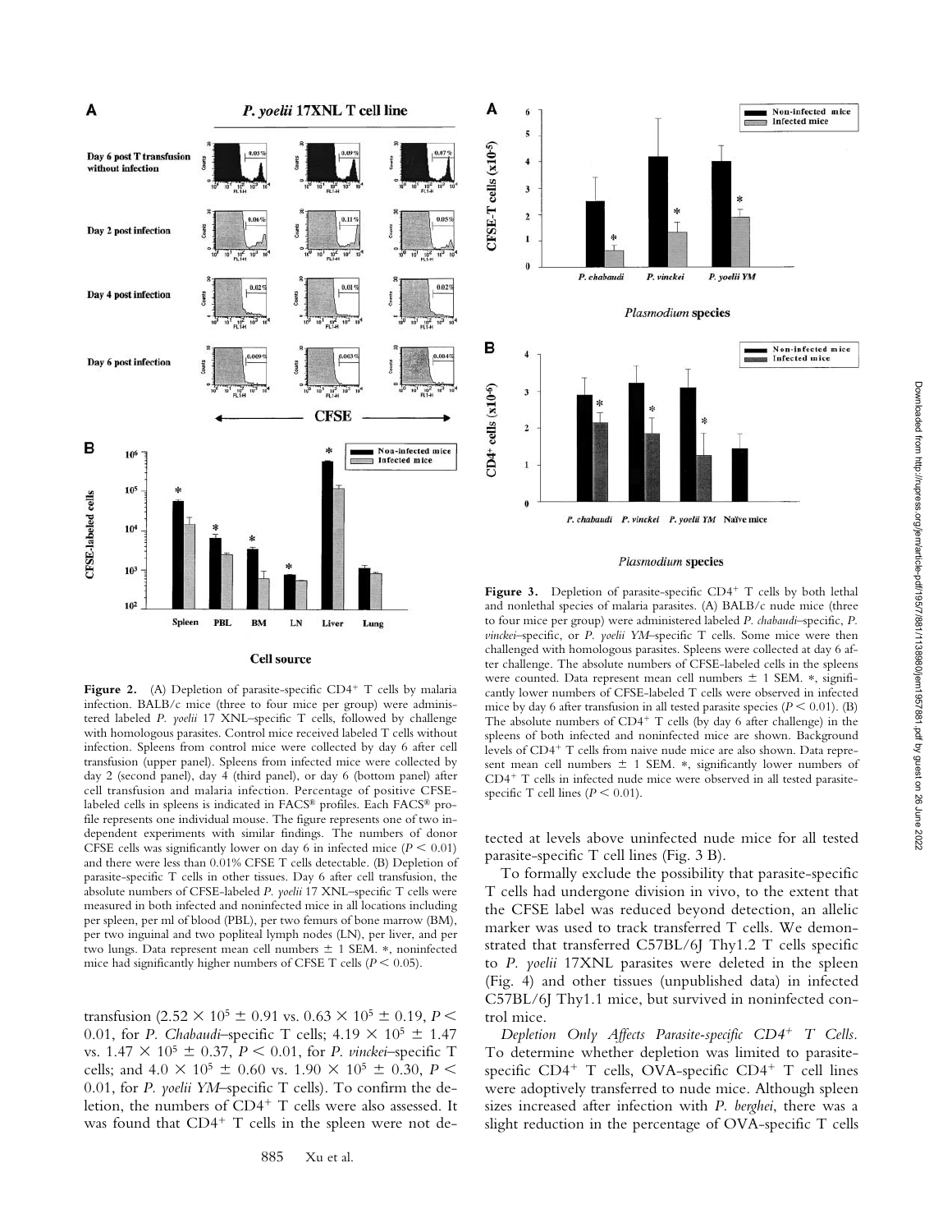**Figure 2.** (A) Depletion of parasite-specific CD4+ T cells by malaria infection. BALB/c mice (three to four mice per group) were administered labeled *P. yoelii* 17 XNL–specific T cells, followed by challenge with homologous parasites. Control mice received labeled T cells without infection. Spleens from control mice were collected by day 6 after cell transfusion (upper panel). Spleens from infected mice were collected by day 2 (second panel), day 4 (third panel), or day 6 (bottom panel) after cell transfusion and malaria infection. Percentage of positive CFSE-labeled cells in spleens is indicated in FACS® profiles. Each FACS® profile represents one individual mouse. The figure represents one of two independent experiments with similar findings. The numbers of donor CFSE cells was significantly lower on day 6 in infected mice ($P < 0.01$) and there were less than 0.01% CFSE T cells detectable. (B) Depletion of parasite-specific T cells in other tissues. Day 6 after cell transfusion, the absolute numbers of CFSE-labeled *P. yoelii* 17 XNL–specific T cells were measured in both infected and noninfected mice in all locations including per spleen, per ml of blood (PBL), per two femurs of bone marrow (BM), per two inguinal and two popliteal lymph nodes (LN), per liver, and per two lungs. Data represent mean cell numbers ± 1 SEM. *, noninfected mice had significantly higher numbers of CFSE T cells ($P < 0.05$).

transfusion ($2.52 \times 10^5 \pm 0.91$ vs. $0.63 \times 10^5 \pm 0.19$, $P < 0.01$, for *P. Chabaudi*–specific T cells; $4.19 \times 10^5 \pm 1.47$ vs. $1.47 \times 10^5 \pm 0.37$, $P < 0.01$, for *P. vinckei*–specific T cells; and $4.0 \times 10^5 \pm 0.60$ vs. $1.90 \times 10^5 \pm 0.30$, $P < 0.01$, for *P. yoelii YM*–specific T cells). To confirm the deletion, the numbers of CD4+ T cells were also assessed. It was found that CD4+ T cells in the spleen were not detected at levels above uninfected nude mice for all tested parasite-specific T cell lines (Fig. 3 B).

**Figure 3.** Depletion of parasite-specific CD4+ T cells by both lethal and nonlethal species of malaria parasites. (A) BALB/c nude mice (three to four mice per group) were administered labeled *P. chabaudi*–specific, *P. vinckei*–specific, or *P. yoelii YM*–specific T cells. Some mice were then challenged with homologous parasites. Spleens were collected at day 6 after challenge. The absolute numbers of CFSE-labeled cells in the spleens were counted. Data represent mean cell numbers ± 1 SEM. *, significantly lower numbers of CFSE-labeled T cells were observed in infected mice by day 6 after transfusion in all tested parasite species ($P < 0.01$). (B) The absolute numbers of CD4+ T cells (by day 6 after challenge) in the spleens of both infected and noninfected mice are shown. Background levels of CD4+ T cells from naive nude mice are also shown. Data represent mean cell numbers ± 1 SEM. *, significantly lower numbers of CD4+ T cells in infected nude mice were observed in all tested parasite-specific T cell lines ($P < 0.01$).

To formally exclude the possibility that parasite-specific T cells had undergone division in vivo, to the extent that the CFSE label was reduced beyond detection, an allelic marker was used to track transferred T cells. We demonstrated that transferred C57BL/6J Thy1.2 T cells specific to *P. yoelii* 17XNL parasites were deleted in the spleen (Fig. 4) and other tissues (unpublished data) in infected C57BL/6J Thy1.1 mice, but survived in noninfected control mice.

*Depletion Only Affects Parasite-specific CD4+ T Cells.* To determine whether depletion was limited to parasite-specific CD4+ T cells, OVA-specific CD4+ T cell lines were adoptively transferred to nude mice. Although spleen sizes increased after infection with *P. berghei*, there was a slight reduction in the percentage of OVA-specific T cells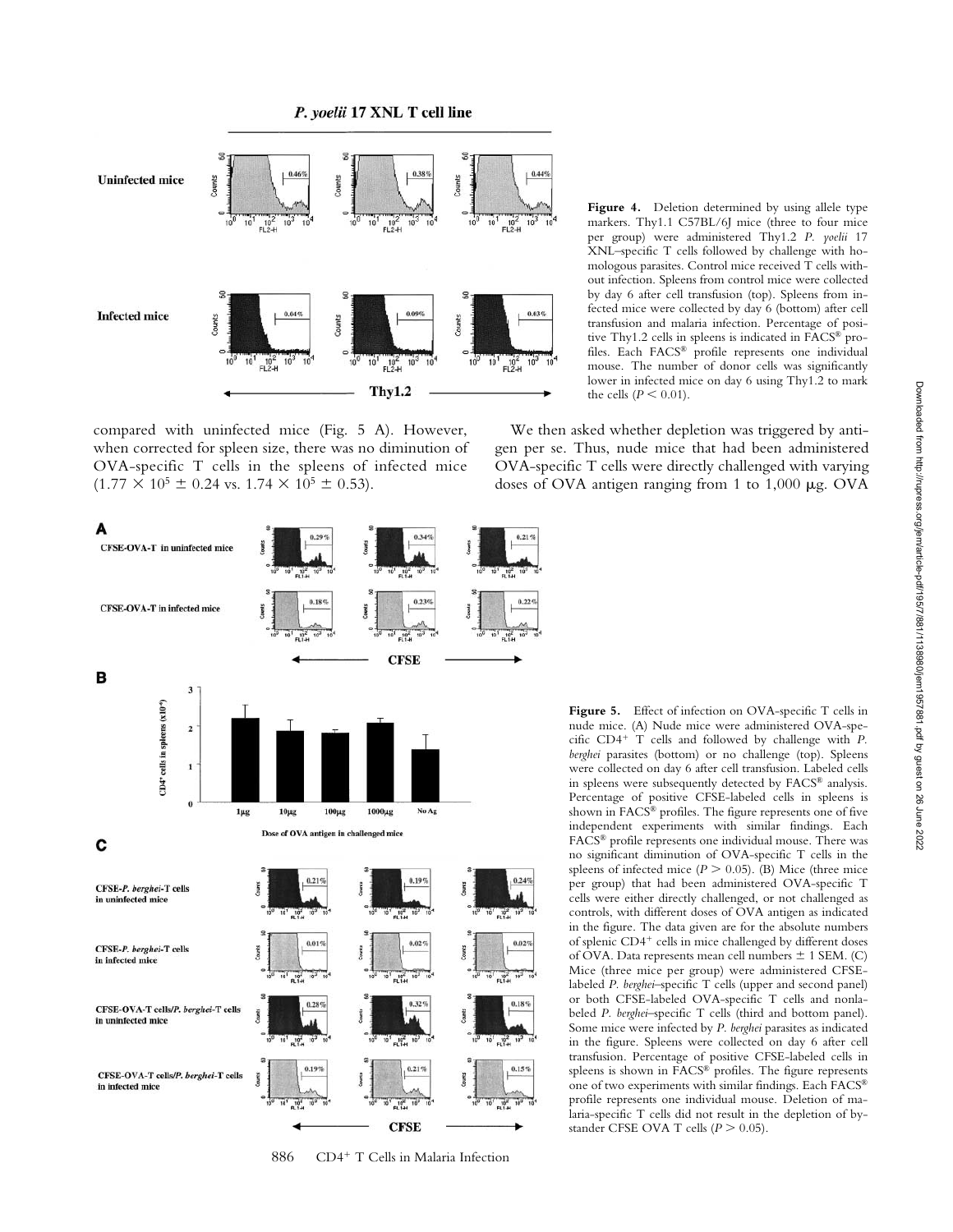**Figure 4.** Deletion determined by using allele type markers. Thy1.1 C57BL/6J mice (three to four mice per group) were administered Thy1.2 *P. yoelii* 17 XNL–specific T cells followed by challenge with homologous parasites. Control mice received T cells without infection. Spleens from control mice were collected by day 6 after cell transfusion (top). Spleens from infected mice were collected by day 6 (bottom) after cell transfusion and malaria infection. Percentage of positive Thy1.2 cells in spleens is indicated in FACS® profiles. Each FACS® profile represents one individual mouse. The number of donor cells was significantly lower in infected mice on day 6 using Thy1.2 to mark the cells ($P < 0.01$).

compared with uninfected mice (Fig. 5 A). However, when corrected for spleen size, there was no diminution of OVA-specific T cells in the spleens of infected mice ($1.77 \times 10^5 \pm 0.24$ vs. $1.74 \times 10^5 \pm 0.53$).

We then asked whether depletion was triggered by antigen per se. Thus, nude mice that had been administered OVA-specific T cells were directly challenged with varying doses of OVA antigen ranging from 1 to 1,000 μg. OVA

**Figure 5.** Effect of infection on OVA-specific T cells in nude mice. (A) Nude mice were administered OVA-specific $CD4^+$ T cells and followed by challenge with *P. berghei* parasites (bottom) or no challenge (top). Spleens were collected on day 6 after cell transfusion. Labeled cells in spleens were subsequently detected by FACS® analysis. Percentage of positive CFSE-labeled cells in spleens is shown in FACS® profiles. The figure represents one of five independent experiments with similar findings. Each FACS® profile represents one individual mouse. There was no significant diminution of OVA-specific T cells in the spleens of infected mice ($P > 0.05$). (B) Mice (three mice per group) that had been administered OVA-specific T cells were either directly challenged, or not challenged as controls, with different doses of OVA antigen as indicated in the figure. The data given are for the absolute numbers of splenic $CD4^+$ cells in mice challenged by different doses of OVA. Data represents mean cell numbers ± 1 SEM. (C) Mice (three mice per group) were administered CFSE-labeled *P. berghei*–specific T cells (upper and second panel) or both CFSE-labeled OVA-specific T cells and nonlabeled *P. berghei*–specific T cells (third and bottom panel). Some mice were infected by *P. berghei* parasites as indicated in the figure. Spleens were collected on day 6 after cell transfusion. Percentage of positive CFSE-labeled cells in spleens is shown in FACS® profiles. The figure represents one of two experiments with similar findings. Each FACS® profile represents one individual mouse. Deletion of malaria-specific T cells did not result in the depletion of bystander CFSE OVA T cells ($P > 0.05$).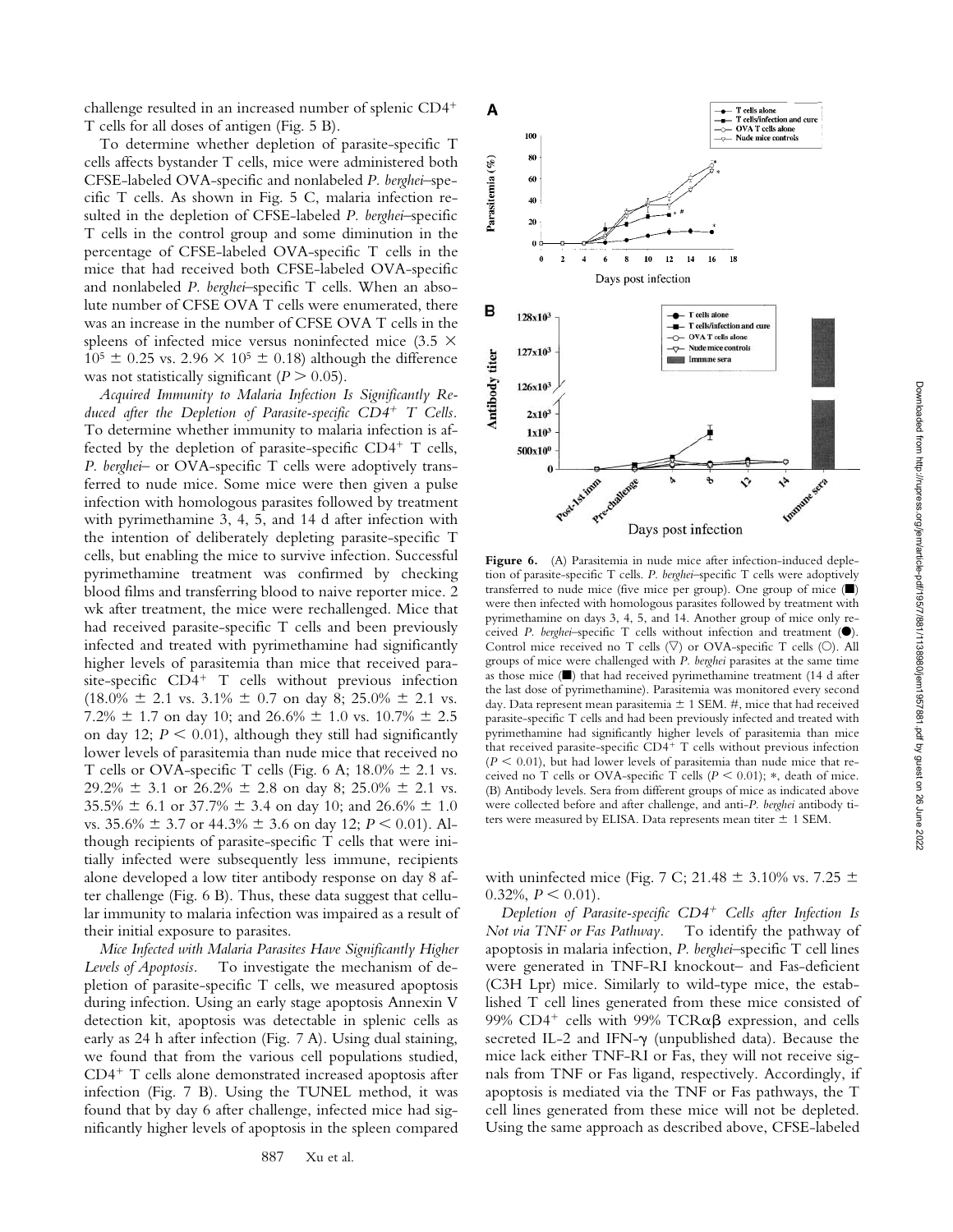challenge resulted in an increased number of splenic CD4+ T cells for all doses of antigen (Fig. 5 B).

To determine whether depletion of parasite-specific T cells affects bystander T cells, mice were administered both CFSE-labeled OVA-specific and nonlabeled *P. berghei*–specific T cells. As shown in Fig. 5 C, malaria infection resulted in the depletion of CFSE-labeled *P. berghei*–specific T cells in the control group and some diminution in the percentage of CFSE-labeled OVA-specific T cells in the mice that had received both CFSE-labeled OVA-specific and nonlabeled *P. berghei*–specific T cells. When an absolute number of CFSE OVA T cells were enumerated, there was an increase in the number of CFSE OVA T cells in the spleens of infected mice versus noninfected mice ($3.5 \times 10^5 \pm 0.25$ vs. $2.96 \times 10^5 \pm 0.18$) although the difference was not statistically significant ($P > 0.05$).

*Acquired Immunity to Malaria Infection Is Significantly Reduced after the Depletion of Parasite-specific CD4+ T Cells.* To determine whether immunity to malaria infection is affected by the depletion of parasite-specific CD4+ T cells, *P. berghei*– or OVA-specific T cells were adoptively transferred to nude mice. Some mice were then given a pulse infection with homologous parasites followed by treatment with pyrimethamine 3, 4, 5, and 14 d after infection with the intention of deliberately depleting parasite-specific T cells, but enabling the mice to survive infection. Successful pyrimethamine treatment was confirmed by checking blood films and transferring blood to naive reporter mice. 2 wk after treatment, the mice were rechallenged. Mice that had received parasite-specific T cells and been previously infected and treated with pyrimethamine had significantly higher levels of parasitemia than mice that received parasite-specific CD4+ T cells without previous infection (18.0% ± 2.1 vs. 3.1% ± 0.7 on day 8; 25.0% ± 2.1 vs. 7.2% ± 1.7 on day 10; and 26.6% ± 1.0 vs. 10.7% ± 2.5 on day 12; $P < 0.01$), although they still had significantly lower levels of parasitemia than nude mice that received no T cells or OVA-specific T cells (Fig. 6 A; 18.0% ± 2.1 vs. 29.2% ± 3.1 or 26.2% ± 2.8 on day 8; 25.0% ± 2.1 vs. 35.5% ± 6.1 or 37.7% ± 3.4 on day 10; and 26.6% ± 1.0 vs. 35.6% ± 3.7 or 44.3% ± 3.6 on day 12; $P < 0.01$). Although recipients of parasite-specific T cells that were initially infected were subsequently less immune, recipients alone developed a low titer antibody response on day 8 after challenge (Fig. 6 B). Thus, these data suggest that cellular immunity to malaria infection was impaired as a result of their initial exposure to parasites.

*Mice Infected with Malaria Parasites Have Significantly Higher Levels of Apoptosis.* To investigate the mechanism of depletion of parasite-specific T cells, we measured apoptosis during infection. Using an early stage apoptosis Annexin V detection kit, apoptosis was detectable in splenic cells as early as 24 h after infection (Fig. 7 A). Using dual staining, we found that from the various cell populations studied, CD4+ T cells alone demonstrated increased apoptosis after infection (Fig. 7 B). Using the TUNEL method, it was found that by day 6 after challenge, infected mice had significantly higher levels of apoptosis in the spleen compared with uninfected mice (Fig. 7 C; 21.48 ± 3.10% vs. 7.25 ± 0.32%, $P < 0.01$).

**Figure 6.** (A) Parasitemia in nude mice after infection-induced depletion of parasite-specific T cells. *P. berghei*–specific T cells were adoptively transferred to nude mice (five mice per group). One group of mice (■) were then infected with homologous parasites followed by treatment with pyrimethamine on days 3, 4, 5, and 14. Another group of mice only received *P. berghei*–specific T cells without infection and treatment (●). Control mice received no T cells (▽) or OVA-specific T cells (○). All groups of mice were challenged with *P. berghei* parasites at the same time as those mice (■) that had received pyrimethamine treatment (14 d after the last dose of pyrimethamine). Parasitemia was monitored every second day. Data represent mean parasitemia ± 1 SEM. #, mice that had received parasite-specific T cells and had been previously infected and treated with pyrimethamine had significantly higher levels of parasitemia than mice that received parasite-specific CD4+ T cells without previous infection ($P < 0.01$), but had lower levels of parasitemia than nude mice that received no T cells or OVA-specific T cells ($P < 0.01$); *, death of mice. (B) Antibody levels. Sera from different groups of mice as indicated above were collected before and after challenge, and anti-*P. berghei* antibody titers were measured by ELISA. Data represents mean titer ± 1 SEM.

*Depletion of Parasite-specific CD4+ Cells after Infection Is Not via TNF or Fas Pathway.* To identify the pathway of apoptosis in malaria infection, *P. berghei*–specific T cell lines were generated in TNF-RI knockout– and Fas-deficient (C3H Lpr) mice. Similarly to wild-type mice, the established T cell lines generated from these mice consisted of 99% CD4+ cells with 99% TCRαβ expression, and cells secreted IL-2 and IFN-γ (unpublished data). Because the mice lack either TNF-RI or Fas, they will not receive signals from TNF or Fas ligand, respectively. Accordingly, if apoptosis is mediated via the TNF or Fas pathways, the T cell lines generated from these mice will not be depleted. Using the same approach as described above, CFSE-labeled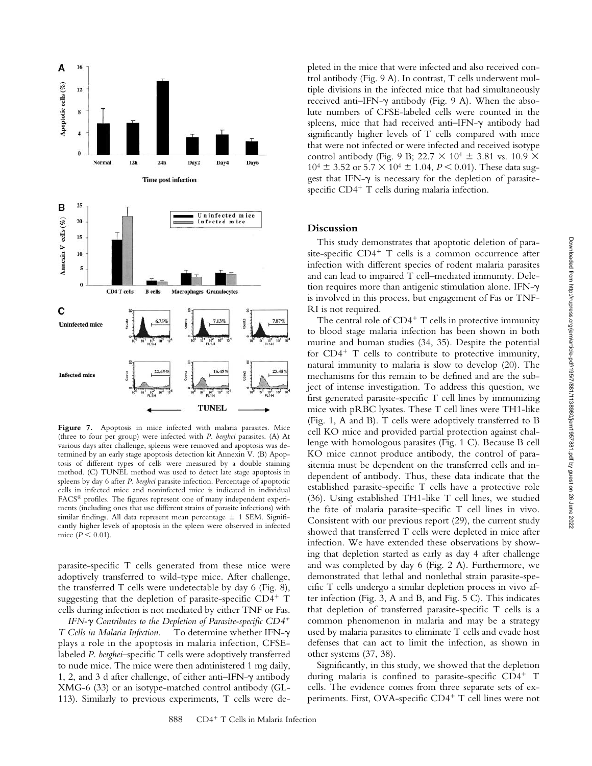**Figure 7.** Apoptosis in mice infected with malaria parasites. Mice (three to four per group) were infected with *P. berghei* parasites. (A) At various days after challenge, spleens were removed and apoptosis was determined by an early stage apoptosis detection kit Annexin V. (B) Apoptosis of different types of cells were measured by a double staining method. (C) TUNEL method was used to detect late stage apoptosis in spleens by day 6 after *P. berghei* parasite infection. Percentage of apoptotic cells in infected mice and noninfected mice is indicated in individual FACS® profiles. The figures represent one of many independent experiments (including ones that use different strains of parasite infections) with similar findings. All data represent mean percentage ± 1 SEM. Significantly higher levels of apoptosis in the spleen were observed in infected mice ($P < 0.01$).

parasite-specific T cells generated from these mice were adoptively transferred to wild-type mice. After challenge, the transferred T cells were undetectable by day 6 (Fig. 8), suggesting that the depletion of parasite-specific $CD4^+$ T cells during infection is not mediated by either TNF or Fas.

*IFN-γ Contributes to the Depletion of Parasite-specific $CD4^+$ T Cells in Malaria Infection.* To determine whether IFN-γ plays a role in the apoptosis in malaria infection, CFSE-labeled *P. berghei*–specific T cells were adoptively transferred to nude mice. The mice were then administered 1 mg daily, 1, 2, and 3 d after challenge, of either anti–IFN-γ antibody XMG-6 (33) or an isotype-matched control antibody (GL-113). Similarly to previous experiments, T cells were depleted in the mice that were infected and also received control antibody (Fig. 9 A). In contrast, T cells underwent multiple divisions in the infected mice that had simultaneously received anti–IFN-γ antibody (Fig. 9 A). When the absolute numbers of CFSE-labeled cells were counted in the spleens, mice that had received anti–IFN-γ antibody had significantly higher levels of T cells compared with mice that were not infected or were infected and received isotype control antibody (Fig. 9 B; $22.7 \times 10^4 \pm 3.81$ vs. $10.9 \times 10^4 \pm 3.52$ or $5.7 \times 10^4 \pm 1.04$, $P < 0.01$). These data suggest that IFN-γ is necessary for the depletion of parasite-specific $CD4^+$ T cells during malaria infection.

## Discussion

This study demonstrates that apoptotic deletion of parasite-specific $CD4^+$ T cells is a common occurrence after infection with different species of rodent malaria parasites and can lead to impaired T cell–mediated immunity. Deletion requires more than antigenic stimulation alone. IFN-γ is involved in this process, but engagement of Fas or TNF-RI is not required.

The central role of $CD4^+$ T cells in protective immunity to blood stage malaria infection has been shown in both murine and human studies (34, 35). Despite the potential for $CD4^+$ T cells to contribute to protective immunity, natural immunity to malaria is slow to develop (20). The mechanisms for this remain to be defined and are the subject of intense investigation. To address this question, we first generated parasite-specific T cell lines by immunizing mice with pRBC lysates. These T cell lines were TH1-like (Fig. 1, A and B). T cells were adoptively transferred to B cell KO mice and provided partial protection against challenge with homologous parasites (Fig. 1 C). Because B cell KO mice cannot produce antibody, the control of parasitemia must be dependent on the transferred cells and independent of antibody. Thus, these data indicate that the established parasite-specific T cells have a protective role (36). Using established TH1-like T cell lines, we studied the fate of malaria parasite–specific T cell lines in vivo. Consistent with our previous report (29), the current study showed that transferred T cells were depleted in mice after infection. We have extended these observations by showing that depletion started as early as day 4 after challenge and was completed by day 6 (Fig. 2 A). Furthermore, we demonstrated that lethal and nonlethal strain parasite-specific T cells undergo a similar depletion process in vivo after infection (Fig. 3, A and B, and Fig. 5 C). This indicates that depletion of transferred parasite-specific T cells is a common phenomenon in malaria and may be a strategy used by malaria parasites to eliminate T cells and evade host defenses that can act to limit the infection, as shown in other systems (37, 38).

Significantly, in this study, we showed that the depletion during malaria is confined to parasite-specific $CD4^+$ T cells. The evidence comes from three separate sets of experiments. First, OVA-specific $CD4^+$ T cell lines were not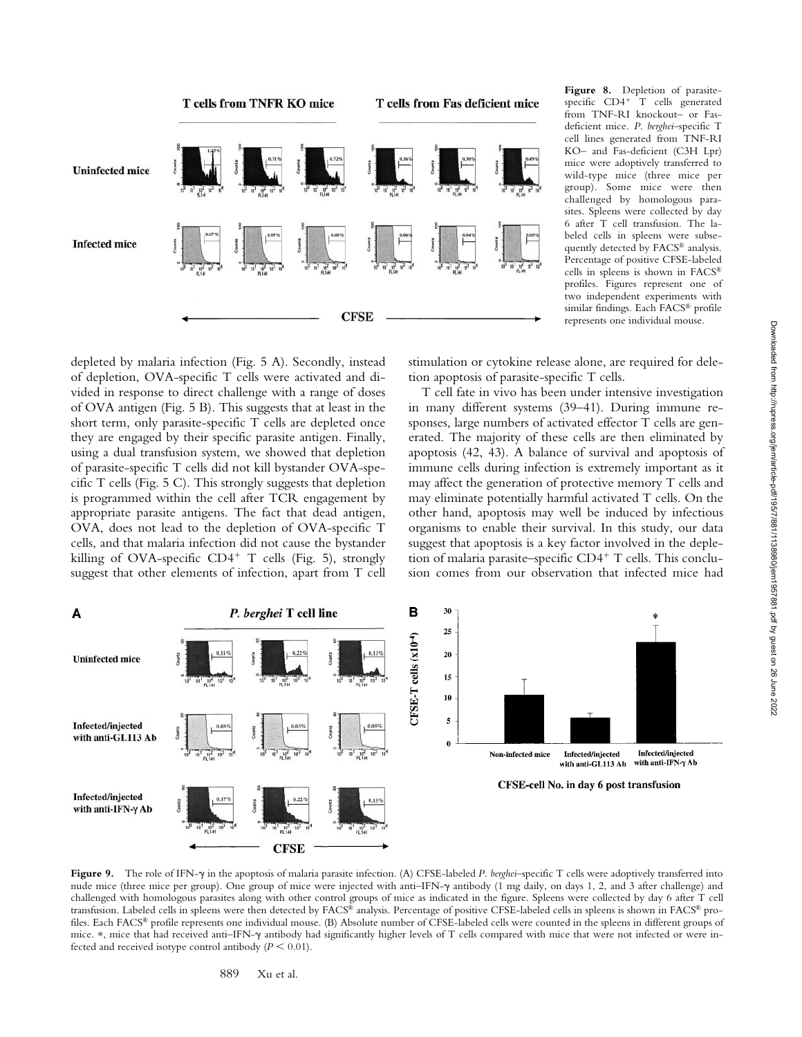**Figure 8.** Depletion of parasite-specific CD4+ T cells generated from TNF-RI knockout– or Fas-deficient mice. *P. berghei*–specific T cell lines generated from TNF-RI KO– and Fas-deficient (C3H Lpr) mice were adoptively transferred to wild-type mice (three mice per group). Some mice were then challenged by homologous parasites. Spleens were collected by day 6 after T cell transfusion. The labeled cells in spleens were subsequently detected by FACS® analysis. Percentage of positive CFSE-labeled cells in spleens is shown in FACS® profiles. Figures represent one of two independent experiments with similar findings. Each FACS® profile represents one individual mouse.

depleted by malaria infection (Fig. 5 A). Secondly, instead of depletion, OVA-specific T cells were activated and divided in response to direct challenge with a range of doses of OVA antigen (Fig. 5 B). This suggests that at least in the short term, only parasite-specific T cells are depleted once they are engaged by their specific parasite antigen. Finally, using a dual transfusion system, we showed that depletion of parasite-specific T cells did not kill bystander OVA-specific T cells (Fig. 5 C). This strongly suggests that depletion is programmed within the cell after TCR engagement by appropriate parasite antigens. The fact that dead antigen, OVA, does not lead to the depletion of OVA-specific T cells, and that malaria infection did not cause the bystander killing of OVA-specific CD4+ T cells (Fig. 5), strongly suggest that other elements of infection, apart from T cell stimulation or cytokine release alone, are required for deletion apoptosis of parasite-specific T cells.

T cell fate in vivo has been under intensive investigation in many different systems (39–41). During immune responses, large numbers of activated effector T cells are generated. The majority of these cells are then eliminated by apoptosis (42, 43). A balance of survival and apoptosis of immune cells during infection is extremely important as it may affect the generation of protective memory T cells and may eliminate potentially harmful activated T cells. On the other hand, apoptosis may well be induced by infectious organisms to enable their survival. In this study, our data suggest that apoptosis is a key factor involved in the depletion of malaria parasite–specific CD4+ T cells. This conclusion comes from our observation that infected mice had

**Figure 9.** The role of IFN-γ in the apoptosis of malaria parasite infection. (A) CFSE-labeled *P. berghei*–specific T cells were adoptively transferred into nude mice (three mice per group). One group of mice were injected with anti–IFN-γ antibody (1 mg daily, on days 1, 2, and 3 after challenge) and challenged with homologous parasites along with other control groups of mice as indicated in the figure. Spleens were collected by day 6 after T cell transfusion. Labeled cells in spleens were then detected by FACS® analysis. Percentage of positive CFSE-labeled cells in spleens is shown in FACS® profiles. Each FACS® profile represents one individual mouse. (B) Absolute number of CFSE-labeled cells were counted in the spleens in different groups of mice. *, mice that had received anti–IFN-γ antibody had significantly higher levels of T cells compared with mice that were not infected or were infected and received isotype control antibody ($P < 0.01$).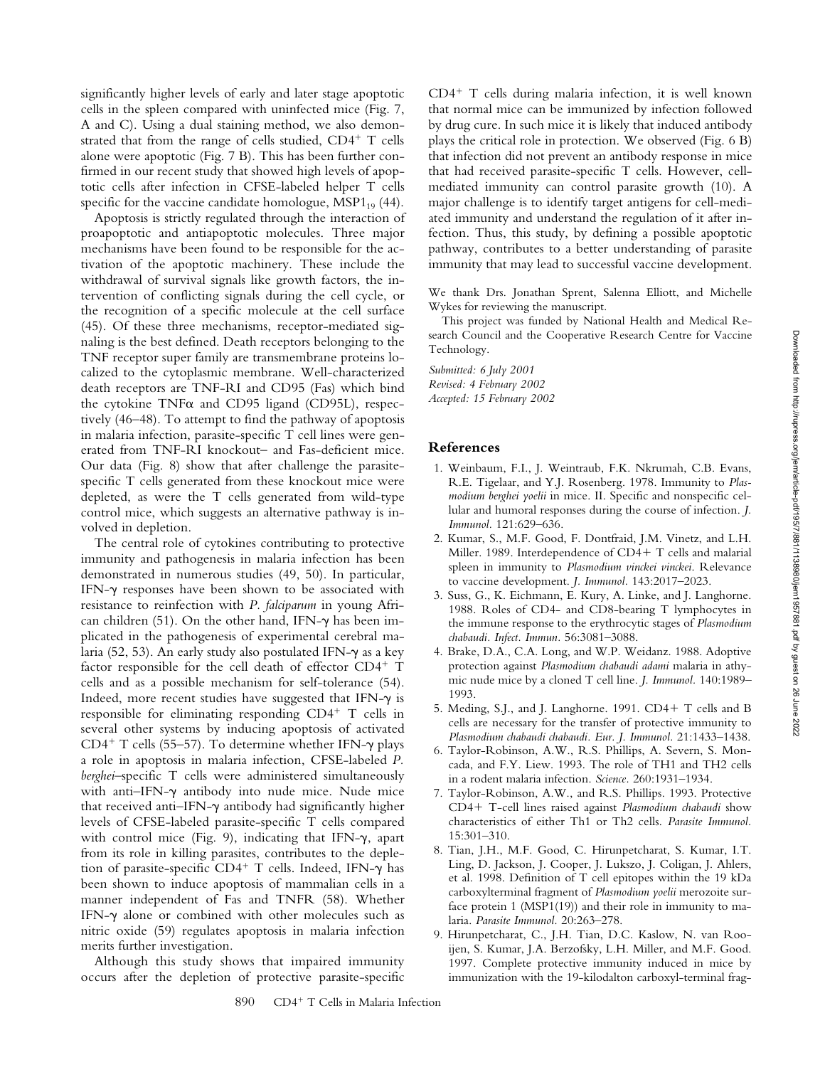significantly higher levels of early and later stage apoptotic cells in the spleen compared with uninfected mice (Fig. 7, A and C). Using a dual staining method, we also demonstrated that from the range of cells studied, $CD4^+$ T cells alone were apoptotic (Fig. 7 B). This has been further confirmed in our recent study that showed high levels of apoptotic cells after infection in CFSE-labeled helper T cells specific for the vaccine candidate homologue, $MSP1_{19}$ (44).

Apoptosis is strictly regulated through the interaction of proapoptotic and antiapoptotic molecules. Three major mechanisms have been found to be responsible for the activation of the apoptotic machinery. These include the withdrawal of survival signals like growth factors, the intervention of conflicting signals during the cell cycle, or the recognition of a specific molecule at the cell surface (45). Of these three mechanisms, receptor-mediated signaling is the best defined. Death receptors belonging to the TNF receptor super family are transmembrane proteins localized to the cytoplasmic membrane. Well-characterized death receptors are TNF-RI and CD95 (Fas) which bind the cytokine TNFα and CD95 ligand (CD95L), respectively (46–48). To attempt to find the pathway of apoptosis in malaria infection, parasite-specific T cell lines were generated from TNF-RI knockout– and Fas-deficient mice. Our data (Fig. 8) show that after challenge the parasite-specific T cells generated from these knockout mice were depleted, as were the T cells generated from wild-type control mice, which suggests an alternative pathway is involved in depletion.

The central role of cytokines contributing to protective immunity and pathogenesis in malaria infection has been demonstrated in numerous studies (49, 50). In particular, IFN-γ responses have been shown to be associated with resistance to reinfection with *P. falciparum* in young African children (51). On the other hand, IFN-γ has been implicated in the pathogenesis of experimental cerebral malaria (52, 53). An early study also postulated IFN-γ as a key factor responsible for the cell death of effector $CD4^+$ T cells and as a possible mechanism for self-tolerance (54). Indeed, more recent studies have suggested that IFN-γ is responsible for eliminating responding $CD4^+$ T cells in several other systems by inducing apoptosis of activated $CD4^+$ T cells (55–57). To determine whether IFN-γ plays a role in apoptosis in malaria infection, CFSE-labeled *P. berghei*–specific T cells were administered simultaneously with anti–IFN-γ antibody into nude mice. Nude mice that received anti–IFN-γ antibody had significantly higher levels of CFSE-labeled parasite-specific T cells compared with control mice (Fig. 9), indicating that IFN-γ, apart from its role in killing parasites, contributes to the depletion of parasite-specific $CD4^+$ T cells. Indeed, IFN-γ has been shown to induce apoptosis of mammalian cells in a manner independent of Fas and TNFR (58). Whether IFN-γ alone or combined with other molecules such as nitric oxide (59) regulates apoptosis in malaria infection merits further investigation.

Although this study shows that impaired immunity occurs after the depletion of protective parasite-specific $CD4^+$ T cells during malaria infection, it is well known that normal mice can be immunized by infection followed by drug cure. In such mice it is likely that induced antibody plays the critical role in protection. We observed (Fig. 6 B) that infection did not prevent an antibody response in mice that had received parasite-specific T cells. However, cell-mediated immunity can control parasite growth (10). A major challenge is to identify target antigens for cell-mediated immunity and understand the regulation of it after infection. Thus, this study, by defining a possible apoptotic pathway, contributes to a better understanding of parasite immunity that may lead to successful vaccine development.

We thank Drs. Jonathan Sprent, Salenna Elliott, and Michelle Wykes for reviewing the manuscript.

This project was funded by National Health and Medical Research Council and the Cooperative Research Centre for Vaccine Technology.

*Submitted: 6 July 2001*
*Revised: 4 February 2002*
*Accepted: 15 February 2002*

## References

1. Weinbaum, F.I., J. Weintraub, F.K. Nkrumah, C.B. Evans, R.E. Tigelaar, and Y.J. Rosenberg. 1978. Immunity to *Plasmodium berghei yoelii* in mice. II. Specific and nonspecific cellular and humoral responses during the course of infection. *J. Immunol.* 121:629–636.
2. Kumar, S., M.F. Good, F. Dontfraid, J.M. Vinetz, and L.H. Miller. 1989. Interdependence of CD4+ T cells and malarial spleen in immunity to *Plasmodium vinckei vinckei*. Relevance to vaccine development. *J. Immunol.* 143:2017–2023.
3. Suss, G., K. Eichmann, E. Kury, A. Linke, and J. Langhorne. 1988. Roles of CD4- and CD8-bearing T lymphocytes in the immune response to the erythrocytic stages of *Plasmodium chabaudi*. *Infect. Immun.* 56:3081–3088.
4. Brake, D.A., C.A. Long, and W.P. Weidanz. 1988. Adoptive protection against *Plasmodium chabaudi adami* malaria in athymic nude mice by a cloned T cell line. *J. Immunol.* 140:1989–1993.
5. Meding, S.J., and J. Langhorne. 1991. CD4+ T cells and B cells are necessary for the transfer of protective immunity to *Plasmodium chabaudi chabaudi*. *Eur. J. Immunol.* 21:1433–1438.
6. Taylor-Robinson, A.W., R.S. Phillips, A. Severn, S. Moncada, and F.Y. Liew. 1993. The role of TH1 and TH2 cells in a rodent malaria infection. *Science.* 260:1931–1934.
7. Taylor-Robinson, A.W., and R.S. Phillips. 1993. Protective CD4+ T-cell lines raised against *Plasmodium chabaudi* show characteristics of either Th1 or Th2 cells. *Parasite Immunol.* 15:301–310.
8. Tian, J.H., M.F. Good, C. Hirunpetcharat, S. Kumar, I.T. Ling, D. Jackson, J. Cooper, J. Lukszo, J. Coligan, J. Ahlers, et al. 1998. Definition of T cell epitopes within the 19 kDa carboxylterminal fragment of *Plasmodium yoelii* merozoite surface protein 1 (MSP1(19)) and their role in immunity to malaria. *Parasite Immunol.* 20:263–278.
9. Hirunpetcharat, C., J.H. Tian, D.C. Kaslow, N. van Rooijen, S. Kumar, J.A. Berzofsky, L.H. Miller, and M.F. Good. 1997. Complete protective immunity induced in mice by immunization with the 19-kilodalton carboxyl-terminal frag-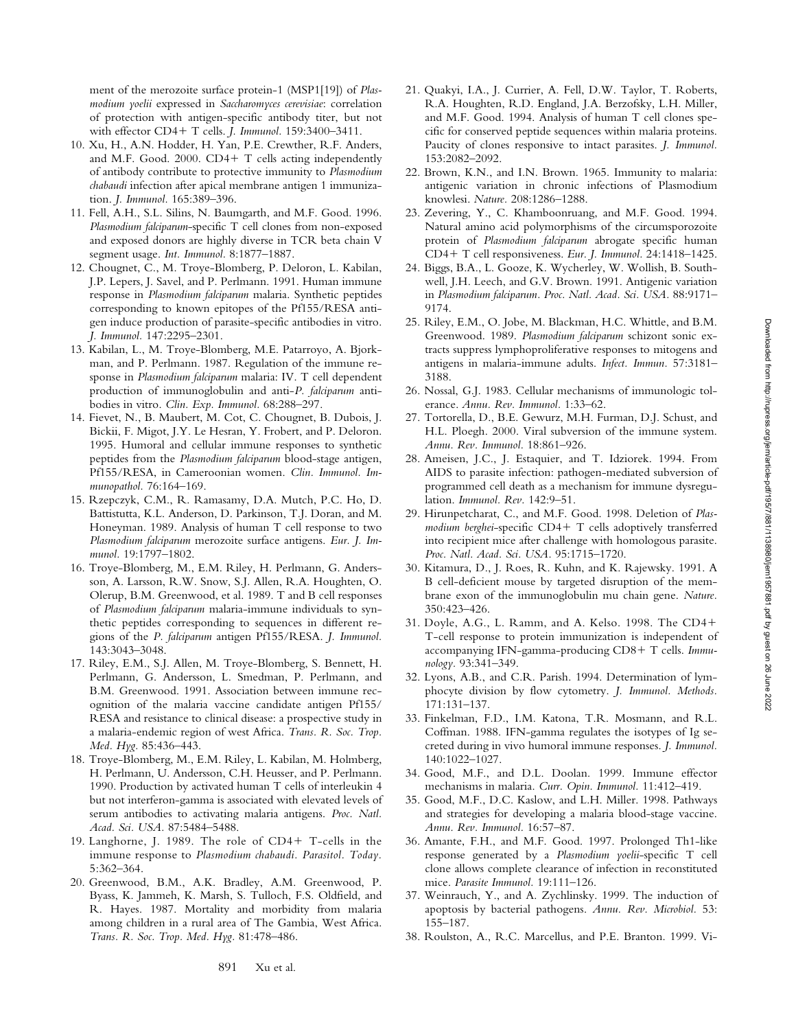ment of the merozoite surface protein-1 (MSP1[19]) of *Plasmodium yoelii* expressed in *Saccharomyces cerevisiae*: correlation of protection with antigen-specific antibody titer, but not with effector CD4+ T cells. *J. Immunol.* 159:3400–3411.

10. Xu, H., A.N. Hodder, H. Yan, P.E. Crewther, R.F. Anders, and M.F. Good. 2000. CD4+ T cells acting independently of antibody contribute to protective immunity to *Plasmodium chabaudi* infection after apical membrane antigen 1 immunization. *J. Immunol.* 165:389–396.
11. Fell, A.H., S.L. Silins, N. Baumgarth, and M.F. Good. 1996. *Plasmodium falciparum*-specific T cell clones from non-exposed and exposed donors are highly diverse in TCR beta chain V segment usage. *Int. Immunol.* 8:1877–1887.
12. Chougnet, C., M. Troye-Blomberg, P. Deloron, L. Kabilan, J.P. Lepers, J. Savel, and P. Perlmann. 1991. Human immune response in *Plasmodium falciparum* malaria. Synthetic peptides corresponding to known epitopes of the Pf155/RESA antigen induce production of parasite-specific antibodies in vitro. *J. Immunol.* 147:2295–2301.
13. Kabilan, L., M. Troye-Blomberg, M.E. Patarroyo, A. Bjorkman, and P. Perlmann. 1987. Regulation of the immune response in *Plasmodium falciparum* malaria: IV. T cell dependent production of immunoglobulin and anti-*P. falciparum* antibodies in vitro. *Clin. Exp. Immunol.* 68:288–297.
14. Fievet, N., B. Maubert, M. Cot, C. Chougnet, B. Dubois, J. Bickii, F. Migot, J.Y. Le Hesran, Y. Frobert, and P. Deloron. 1995. Humoral and cellular immune responses to synthetic peptides from the *Plasmodium falciparum* blood-stage antigen, Pf155/RESA, in Cameroonian women. *Clin. Immunol. Immunopathol.* 76:164–169.
15. Rzepczyk, C.M., R. Ramasamy, D.A. Mutch, P.C. Ho, D. Battistutta, K.L. Anderson, D. Parkinson, T.J. Doran, and M. Honeyman. 1989. Analysis of human T cell response to two *Plasmodium falciparum* merozoite surface antigens. *Eur. J. Immunol.* 19:1797–1802.
16. Troye-Blomberg, M., E.M. Riley, H. Perlmann, G. Andersson, A. Larsson, R.W. Snow, S.J. Allen, R.A. Houghten, O. Olerup, B.M. Greenwood, et al. 1989. T and B cell responses of *Plasmodium falciparum* malaria-immune individuals to synthetic peptides corresponding to sequences in different regions of the *P. falciparum* antigen Pf155/RESA. *J. Immunol.* 143:3043–3048.
17. Riley, E.M., S.J. Allen, M. Troye-Blomberg, S. Bennett, H. Perlmann, G. Andersson, L. Smedman, P. Perlmann, and B.M. Greenwood. 1991. Association between immune recognition of the malaria vaccine candidate antigen Pf155/RESA and resistance to clinical disease: a prospective study in a malaria-endemic region of west Africa. *Trans. R. Soc. Trop. Med. Hyg.* 85:436–443.
18. Troye-Blomberg, M., E.M. Riley, L. Kabilan, M. Holmberg, H. Perlmann, U. Andersson, C.H. Heusser, and P. Perlmann. 1990. Production by activated human T cells of interleukin 4 but not interferon-gamma is associated with elevated levels of serum antibodies to activating malaria antigens. *Proc. Natl. Acad. Sci. USA.* 87:5484–5488.
19. Langhorne, J. 1989. The role of CD4+ T-cells in the immune response to *Plasmodium chabaudi*. *Parasitol. Today.* 5:362–364.
20. Greenwood, B.M., A.K. Bradley, A.M. Greenwood, P. Byass, K. Jammeh, K. Marsh, S. Tulloch, F.S. Oldfield, and R. Hayes. 1987. Mortality and morbidity from malaria among children in a rural area of The Gambia, West Africa. *Trans. R. Soc. Trop. Med. Hyg.* 81:478–486.
21. Quakyi, I.A., J. Currier, A. Fell, D.W. Taylor, T. Roberts, R.A. Houghten, R.D. England, J.A. Berzofsky, L.H. Miller, and M.F. Good. 1994. Analysis of human T cell clones specific for conserved peptide sequences within malaria proteins. Paucity of clones responsive to intact parasites. *J. Immunol.* 153:2082–2092.
22. Brown, K.N., and I.N. Brown. 1965. Immunity to malaria: antigenic variation in chronic infections of Plasmodium knowlesi. *Nature.* 208:1286–1288.
23. Zevering, Y., C. Khamboonruang, and M.F. Good. 1994. Natural amino acid polymorphisms of the circumsporozoite protein of *Plasmodium falciparum* abrogate specific human CD4+ T cell responsiveness. *Eur. J. Immunol.* 24:1418–1425.
24. Biggs, B.A., L. Gooze, K. Wycherley, W. Wollish, B. Southwell, J.H. Leech, and G.V. Brown. 1991. Antigenic variation in *Plasmodium falciparum*. *Proc. Natl. Acad. Sci. USA.* 88:9171–9174.
25. Riley, E.M., O. Jobe, M. Blackman, H.C. Whittle, and B.M. Greenwood. 1989. *Plasmodium falciparum* schizont sonic extracts suppress lymphoproliferative responses to mitogens and antigens in malaria-immune adults. *Infect. Immun.* 57:3181–3188.
26. Nossal, G.J. 1983. Cellular mechanisms of immunologic tolerance. *Annu. Rev. Immunol.* 1:33–62.
27. Tortorella, D., B.E. Gewurz, M.H. Furman, D.J. Schust, and H.L. Ploegh. 2000. Viral subversion of the immune system. *Annu. Rev. Immunol.* 18:861–926.
28. Ameisen, J.C., J. Estaquier, and T. Idziorek. 1994. From AIDS to parasite infection: pathogen-mediated subversion of programmed cell death as a mechanism for immune dysregulation. *Immunol. Rev.* 142:9–51.
29. Hirunpetcharat, C., and M.F. Good. 1998. Deletion of *Plasmodium berghei*-specific CD4+ T cells adoptively transferred into recipient mice after challenge with homologous parasite. *Proc. Natl. Acad. Sci. USA.* 95:1715–1720.
30. Kitamura, D., J. Roes, R. Kuhn, and K. Rajewsky. 1991. A B cell-deficient mouse by targeted disruption of the membrane exon of the immunoglobulin mu chain gene. *Nature.* 350:423–426.
31. Doyle, A.G., L. Ramm, and A. Kelso. 1998. The CD4+ T-cell response to protein immunization is independent of accompanying IFN-gamma-producing CD8+ T cells. *Immunology.* 93:341–349.
32. Lyons, A.B., and C.R. Parish. 1994. Determination of lymphocyte division by flow cytometry. *J. Immunol. Methods.* 171:131–137.
33. Finkelman, F.D., I.M. Katona, T.R. Mosmann, and R.L. Coffman. 1988. IFN-gamma regulates the isotypes of Ig secreted during in vivo humoral immune responses. *J. Immunol.* 140:1022–1027.
34. Good, M.F., and D.L. Doolan. 1999. Immune effector mechanisms in malaria. *Curr. Opin. Immunol.* 11:412–419.
35. Good, M.F., D.C. Kaslow, and L.H. Miller. 1998. Pathways and strategies for developing a malaria blood-stage vaccine. *Annu. Rev. Immunol.* 16:57–87.
36. Amante, F.H., and M.F. Good. 1997. Prolonged Th1-like response generated by a *Plasmodium yoelii*-specific T cell clone allows complete clearance of infection in reconstituted mice. *Parasite Immunol.* 19:111–126.
37. Weinrauch, Y., and A. Zychlinsky. 1999. The induction of apoptosis by bacterial pathogens. *Annu. Rev. Microbiol.* 53: 155–187.
38. Roulston, A., R.C. Marcellus, and P.E. Branton. 1999. Vi-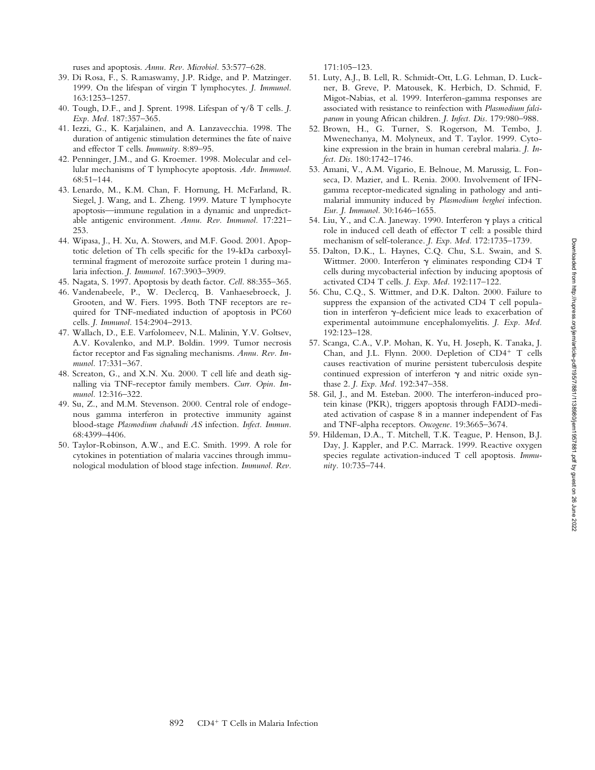ruses and apoptosis. *Annu. Rev. Microbiol.* 53:577–628.

39. Di Rosa, F., S. Ramaswamy, J.P. Ridge, and P. Matzinger. 1999. On the lifespan of virgin T lymphocytes. *J. Immunol.* 163:1253–1257.
40. Tough, D.F., and J. Sprent. 1998. Lifespan of $\gamma/\delta$ T cells. *J. Exp. Med.* 187:357–365.
41. Iezzi, G., K. Karjalainen, and A. Lanzavecchia. 1998. The duration of antigenic stimulation determines the fate of naive and effector T cells. *Immunity.* 8:89–95.
42. Penninger, J.M., and G. Kroemer. 1998. Molecular and cellular mechanisms of T lymphocyte apoptosis. *Adv. Immunol.* 68:51–144.
43. Lenardo, M., K.M. Chan, F. Hornung, H. McFarland, R. Siegel, J. Wang, and L. Zheng. 1999. Mature T lymphocyte apoptosis—immune regulation in a dynamic and unpredictable antigenic environment. *Annu. Rev. Immunol.* 17:221–253.
44. Wipasa, J., H. Xu, A. Stowers, and M.F. Good. 2001. Apoptotic deletion of Th cells specific for the 19-kDa carboxyl-terminal fragment of merozoite surface protein 1 during malaria infection. *J. Immunol.* 167:3903–3909.
45. Nagata, S. 1997. Apoptosis by death factor. *Cell.* 88:355–365.
46. Vandenabeele, P., W. Declercq, B. Vanhaesebroeck, J. Grooten, and W. Fiers. 1995. Both TNF receptors are required for TNF-mediated induction of apoptosis in PC60 cells. *J. Immunol.* 154:2904–2913.
47. Wallach, D., E.E. Varfolomeev, N.L. Malinin, Y.V. Goltsev, A.V. Kovalenko, and M.P. Boldin. 1999. Tumor necrosis factor receptor and Fas signaling mechanisms. *Annu. Rev. Immunol.* 17:331–367.
48. Screaton, G., and X.N. Xu. 2000. T cell life and death signalling via TNF-receptor family members. *Curr. Opin. Immunol.* 12:316–322.
49. Su, Z., and M.M. Stevenson. 2000. Central role of endogenous gamma interferon in protective immunity against blood-stage *Plasmodium chabaudi AS* infection. *Infect. Immun.* 68:4399–4406.
50. Taylor-Robinson, A.W., and E.C. Smith. 1999. A role for cytokines in potentiation of malaria vaccines through immunological modulation of blood stage infection. *Immunol. Rev.* 171:105–123.
51. Luty, A.J., B. Lell, R. Schmidt-Ott, L.G. Lehman, D. Luckner, B. Greve, P. Matousek, K. Herbich, D. Schmid, F. Migot-Nabias, et al. 1999. Interferon-gamma responses are associated with resistance to reinfection with *Plasmodium falciparum* in young African children. *J. Infect. Dis.* 179:980–988.
52. Brown, H., G. Turner, S. Rogerson, M. Tembo, J. Mwenechanya, M. Molyneux, and T. Taylor. 1999. Cytokine expression in the brain in human cerebral malaria. *J. Infect. Dis.* 180:1742–1746.
53. Amani, V., A.M. Vigario, E. Belnoue, M. Marussig, L. Fonseca, D. Mazier, and L. Renia. 2000. Involvement of IFN-gamma receptor-medicated signaling in pathology and anti-malarial immunity induced by *Plasmodium berghei* infection. *Eur. J. Immunol.* 30:1646–1655.
54. Liu, Y., and C.A. Janeway. 1990. Interferon $\gamma$ plays a critical role in induced cell death of effector T cell: a possible third mechanism of self-tolerance. *J. Exp. Med.* 172:1735–1739.
55. Dalton, D.K., L. Haynes, C.Q. Chu, S.L. Swain, and S. Wittmer. 2000. Interferon $\gamma$ eliminates responding CD4 T cells during mycobacterial infection by inducing apoptosis of activated CD4 T cells. *J. Exp. Med.* 192:117–122.
56. Chu, C.Q., S. Wittmer, and D.K. Dalton. 2000. Failure to suppress the expansion of the activated CD4 T cell population in interferon $\gamma$-deficient mice leads to exacerbation of experimental autoimmune encephalomyelitis. *J. Exp. Med.* 192:123–128.
57. Scanga, C.A., V.P. Mohan, K. Yu, H. Joseph, K. Tanaka, J. Chan, and J.L. Flynn. 2000. Depletion of $CD4^+$ T cells causes reactivation of murine persistent tuberculosis despite continued expression of interferon $\gamma$ and nitric oxide synthase 2. *J. Exp. Med.* 192:347–358.
58. Gil, J., and M. Esteban. 2000. The interferon-induced protein kinase (PKR), triggers apoptosis through FADD-mediated activation of caspase 8 in a manner independent of Fas and TNF-alpha receptors. *Oncogene.* 19:3665–3674.
59. Hildeman, D.A., T. Mitchell, T.K. Teague, P. Henson, B.J. Day, J. Kappler, and P.C. Marrack. 1999. Reactive oxygen species regulate activation-induced T cell apoptosis. *Immunity.* 10:735–744.